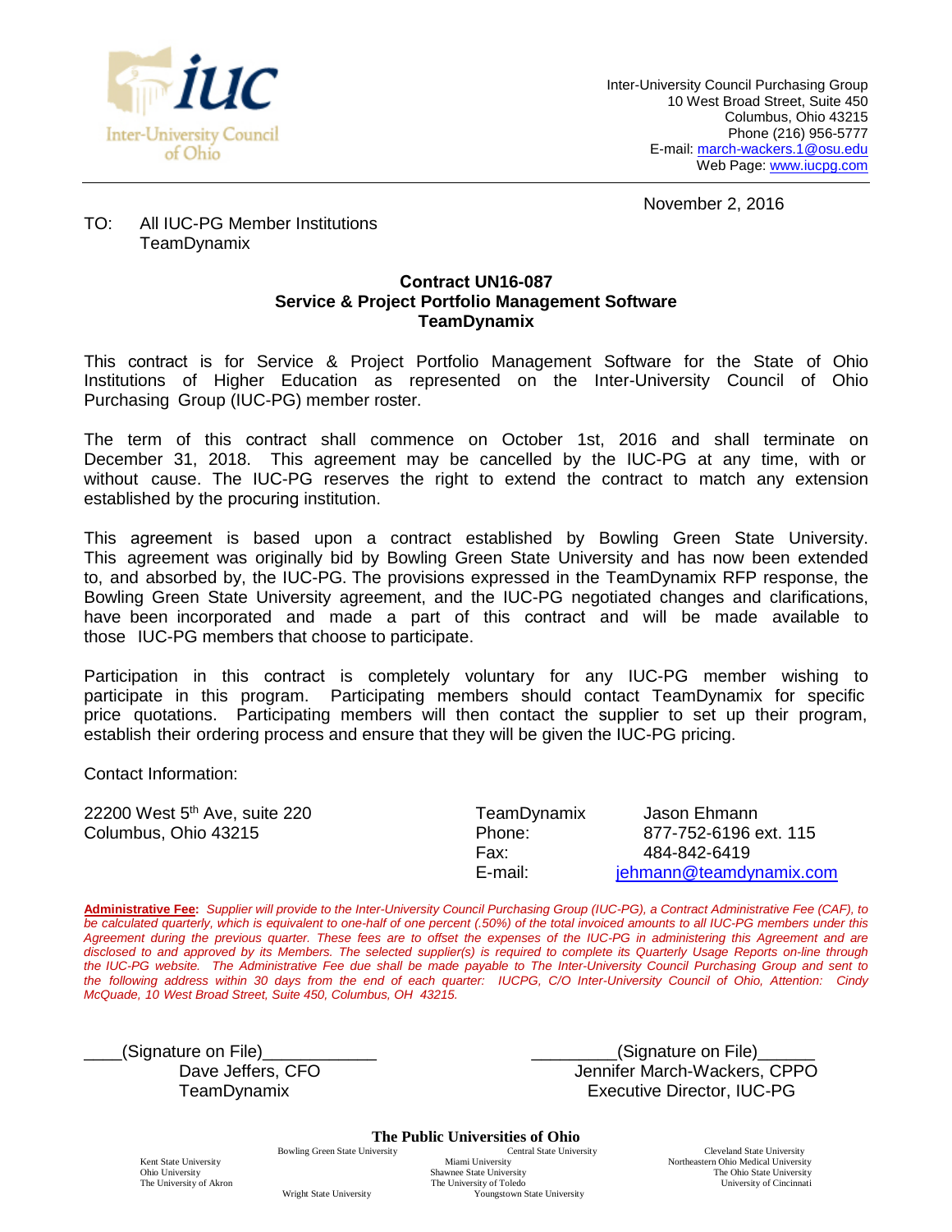Inter-University Council of Ohio

Inter-University Council Purchasing Group
10 West Broad Street, Suite 450
Columbus, Ohio 43215
Phone (216) 956-5777
E-mail: march-wackers.1@osu.edu
Web Page: www.iucpg.com

November 2, 2016

TO: All IUC-PG Member Institutions
TeamDynamix

**Contract UN16-087**
**Service & Project Portfolio Management Software**
**TeamDynamix**

This contract is for Service & Project Portfolio Management Software for the State of Ohio Institutions of Higher Education as represented on the Inter-University Council of Ohio Purchasing Group (IUC-PG) member roster.

The term of this contract shall commence on October 1st, 2016 and shall terminate on December 31, 2018. This agreement may be cancelled by the IUC-PG at any time, with or without cause. The IUC-PG reserves the right to extend the contract to match any extension established by the procuring institution.

This agreement is based upon a contract established by Bowling Green State University. This agreement was originally bid by Bowling Green State University and has now been extended to, and absorbed by, the IUC-PG. The provisions expressed in the TeamDynamix RFP response, the Bowling Green State University agreement, and the IUC-PG negotiated changes and clarifications, have been incorporated and made a part of this contract and will be made available to those IUC-PG members that choose to participate.

Participation in this contract is completely voluntary for any IUC-PG member wishing to participate in this program. Participating members should contact TeamDynamix for specific price quotations. Participating members will then contact the supplier to set up their program, establish their ordering process and ensure that they will be given the IUC-PG pricing.

Contact Information:

22200 West 5th Ave, suite 220
Columbus, Ohio 43215

| | |
|---|---|
| TeamDynamix | Jason Ehmann |
| Phone: | 877-752-6196 ext. 115 |
| Fax: | 484-842-6419 |
| E-mail: | jehmann@teamdynamix.com |

**Administrative Fee:** *Supplier will provide to the Inter-University Council Purchasing Group (IUC-PG), a Contract Administrative Fee (CAF), to be calculated quarterly, which is equivalent to one-half of one percent (.50%) of the total invoiced amounts to all IUC-PG members under this Agreement during the previous quarter. These fees are to offset the expenses of the IUC-PG in administering this Agreement and are disclosed to and approved by its Members. The selected supplier(s) is required to complete its Quarterly Usage Reports on-line through the IUC-PG website. The Administrative Fee due shall be made payable to The Inter-University Council Purchasing Group and sent to the following address within 30 days from the end of each quarter: IUCPG, C/O Inter-University Council of Ohio, Attention: Cindy McQuade, 10 West Broad Street, Suite 450, Columbus, OH 43215.*

____(Signature on File)____________
Dave Jeffers, CFO
TeamDynamix

_________(Signature on File)______
Jennifer March-Wackers, CPPO
Executive Director, IUC-PG

**The Public Universities of Ohio**

Bowling Green State University, Central State University, Cleveland State University, Kent State University, Miami University, Northeastern Ohio Medical University, Ohio University, Shawnee State University, The Ohio State University, The University of Akron, The University of Toledo, University of Cincinnati, Wright State University, Youngstown State University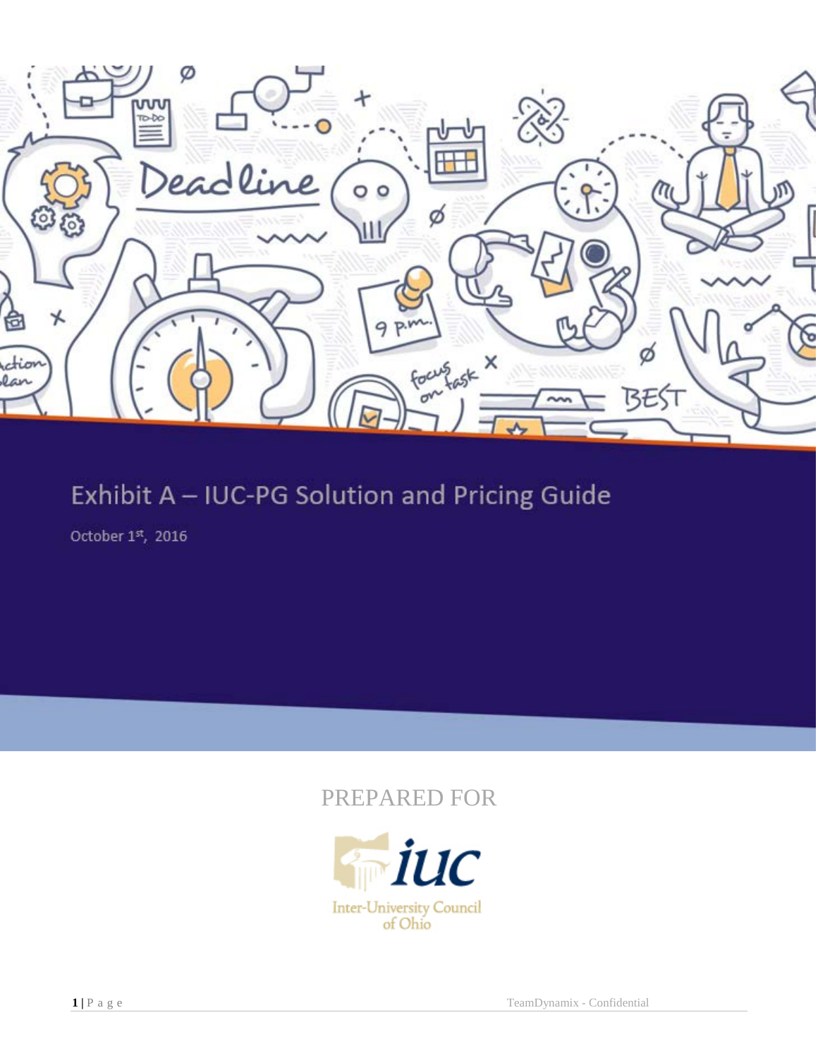# Exhibit A – IUC-PG Solution and Pricing Guide

October 1st, 2016

PREPARED FOR

Inter-University Council of Ohio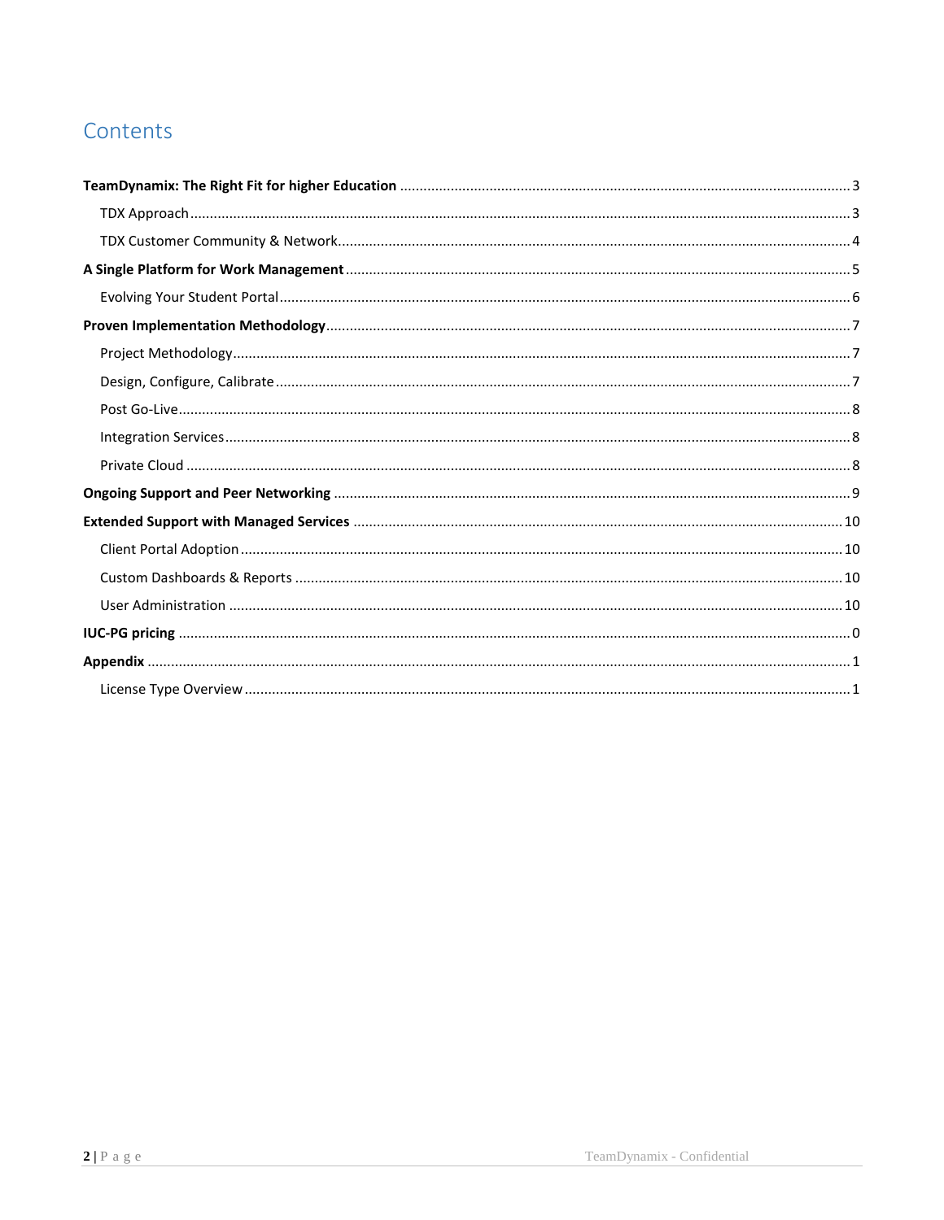# Contents

**TeamDynamix: The Right Fit for higher Education** .......... 3

- TDX Approach .......... 3
- TDX Customer Community & Network .......... 4

**A Single Platform for Work Management** .......... 5

- Evolving Your Student Portal .......... 6

**Proven Implementation Methodology** .......... 7

- Project Methodology .......... 7
- Design, Configure, Calibrate .......... 7
- Post Go-Live .......... 8
- Integration Services .......... 8
- Private Cloud .......... 8

**Ongoing Support and Peer Networking** .......... 9

**Extended Support with Managed Services** .......... 10

- Client Portal Adoption .......... 10
- Custom Dashboards & Reports .......... 10
- User Administration .......... 10

**IUC-PG pricing** .......... 0

**Appendix** .......... 1

- License Type Overview .......... 1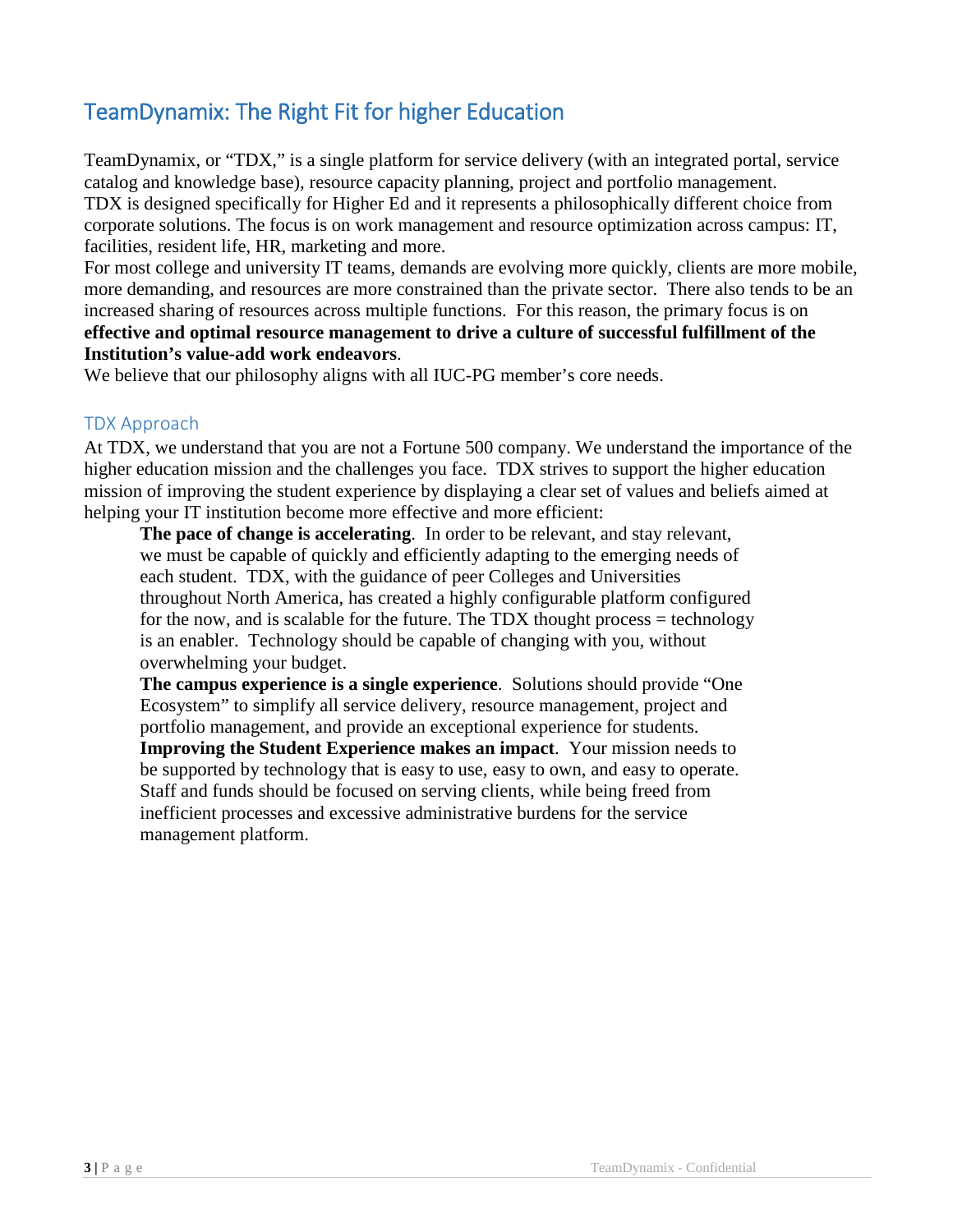## TeamDynamix: The Right Fit for higher Education

TeamDynamix, or "TDX," is a single platform for service delivery (with an integrated portal, service catalog and knowledge base), resource capacity planning, project and portfolio management.
TDX is designed specifically for Higher Ed and it represents a philosophically different choice from corporate solutions. The focus is on work management and resource optimization across campus: IT, facilities, resident life, HR, marketing and more.
For most college and university IT teams, demands are evolving more quickly, clients are more mobile, more demanding, and resources are more constrained than the private sector. There also tends to be an increased sharing of resources across multiple functions. For this reason, the primary focus is on **effective and optimal resource management to drive a culture of successful fulfillment of the Institution's value-add work endeavors**.
We believe that our philosophy aligns with all IUC-PG member's core needs.

### TDX Approach

At TDX, we understand that you are not a Fortune 500 company. We understand the importance of the higher education mission and the challenges you face. TDX strives to support the higher education mission of improving the student experience by displaying a clear set of values and beliefs aimed at helping your IT institution become more effective and more efficient:

> **The pace of change is accelerating**. In order to be relevant, and stay relevant, we must be capable of quickly and efficiently adapting to the emerging needs of each student. TDX, with the guidance of peer Colleges and Universities throughout North America, has created a highly configurable platform configured for the now, and is scalable for the future. The TDX thought process = technology is an enabler. Technology should be capable of changing with you, without overwhelming your budget.
>
> **The campus experience is a single experience**. Solutions should provide "One Ecosystem" to simplify all service delivery, resource management, project and portfolio management, and provide an exceptional experience for students.
>
> **Improving the Student Experience makes an impact**. Your mission needs to be supported by technology that is easy to use, easy to own, and easy to operate. Staff and funds should be focused on serving clients, while being freed from inefficient processes and excessive administrative burdens for the service management platform.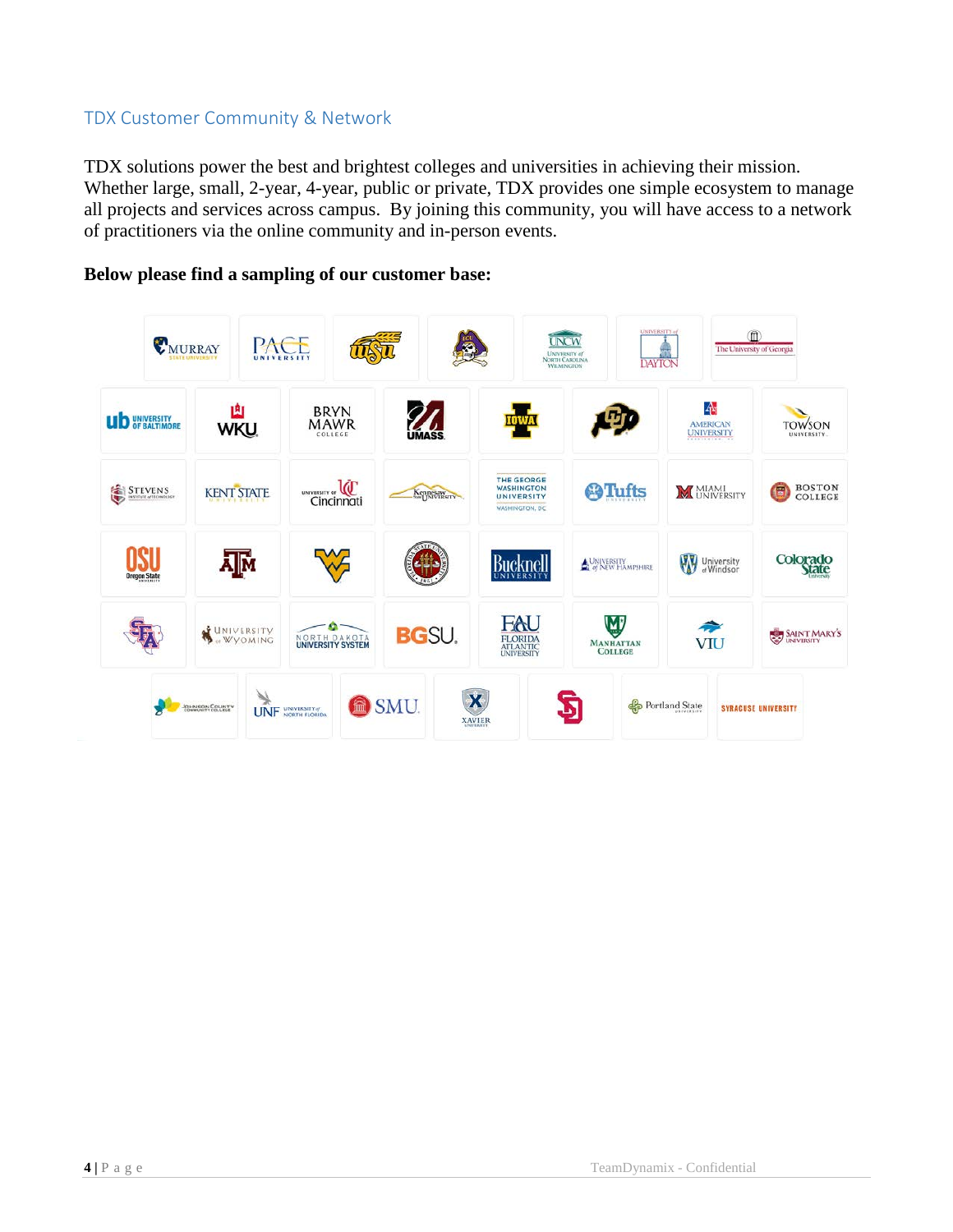## TDX Customer Community & Network

TDX solutions power the best and brightest colleges and universities in achieving their mission. Whether large, small, 2-year, 4-year, public or private, TDX provides one simple ecosystem to manage all projects and services across campus. By joining this community, you will have access to a network of practitioners via the online community and in-person events.

**Below please find a sampling of our customer base:**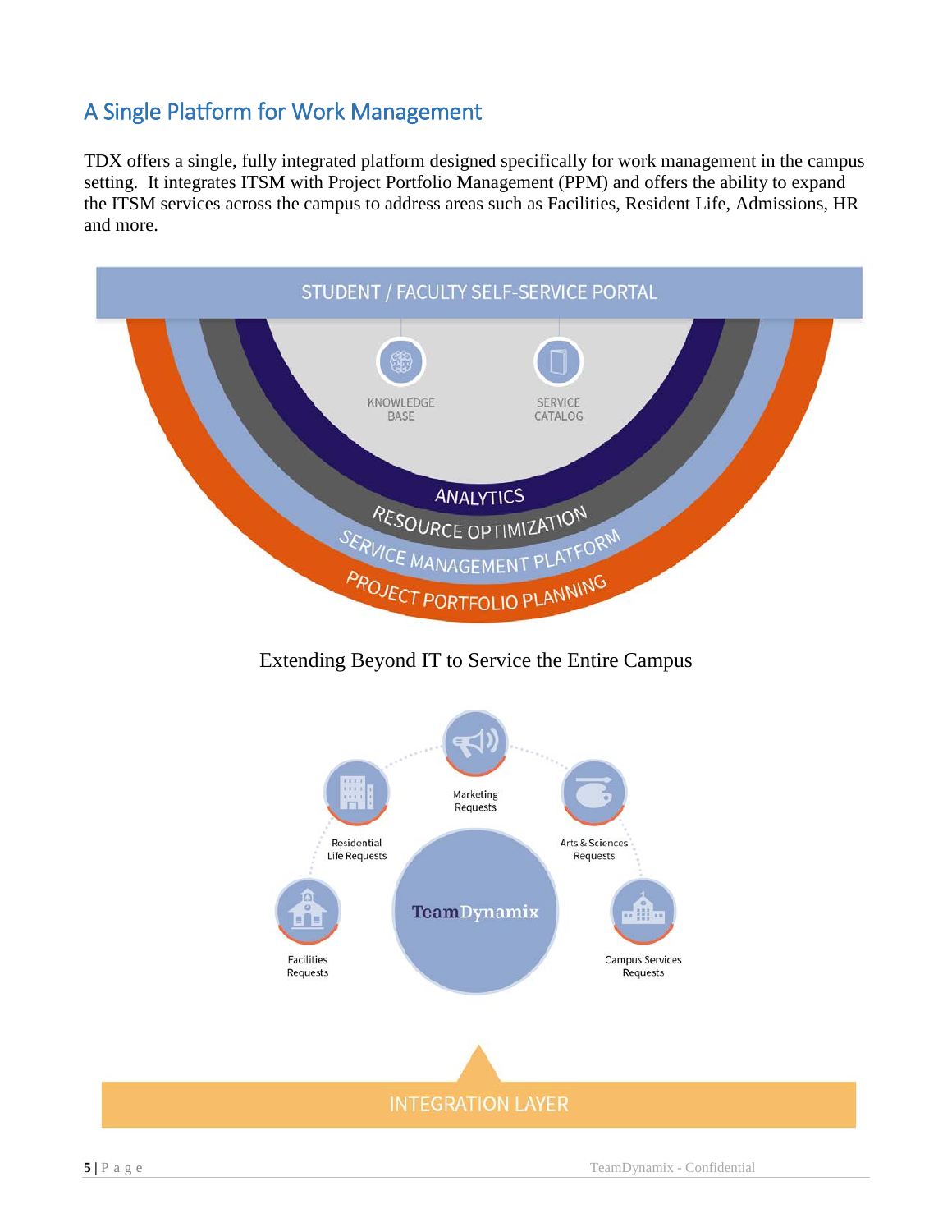## A Single Platform for Work Management

TDX offers a single, fully integrated platform designed specifically for work management in the campus setting. It integrates ITSM with Project Portfolio Management (PPM) and offers the ability to expand the ITSM services across the campus to address areas such as Facilities, Resident Life, Admissions, HR and more.

STUDENT / FACULTY SELF-SERVICE PORTAL

KNOWLEDGE BASE

SERVICE CATALOG

ANALYTICS

RESOURCE OPTIMIZATION

SERVICE MANAGEMENT PLATFORM

PROJECT PORTFOLIO PLANNING

Extending Beyond IT to Service the Entire Campus

Marketing Requests

Residential Life Requests

Arts & Sciences Requests

TeamDynamix

Facilities Requests

Campus Services Requests

INTEGRATION LAYER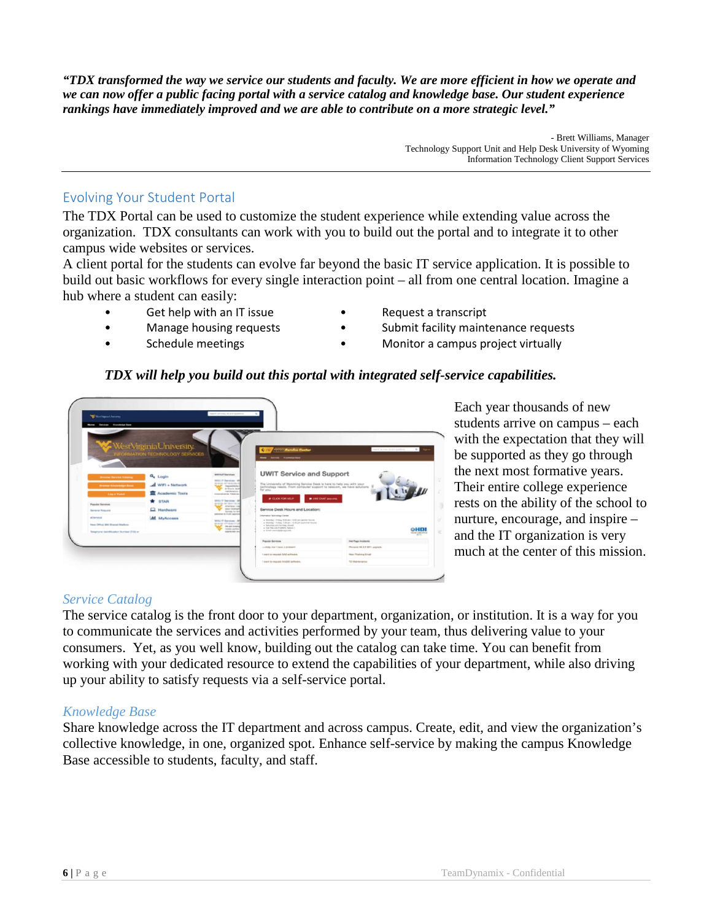***"TDX transformed the way we service our students and faculty. We are more efficient in how we operate and we can now offer a public facing portal with a service catalog and knowledge base. Our student experience rankings have immediately improved and we are able to contribute on a more strategic level."***

- Brett Williams, Manager
Technology Support Unit and Help Desk University of Wyoming
Information Technology Client Support Services

---

## Evolving Your Student Portal

The TDX Portal can be used to customize the student experience while extending value across the organization. TDX consultants can work with you to build out the portal and to integrate it to other campus wide websites or services.

A client portal for the students can evolve far beyond the basic IT service application. It is possible to build out basic workflows for every single interaction point – all from one central location. Imagine a hub where a student can easily:

- Get help with an IT issue
- Manage housing requests
- Schedule meetings
- Request a transcript
- Submit facility maintenance requests
- Monitor a campus project virtually

***TDX will help you build out this portal with integrated self-service capabilities.***

Each year thousands of new students arrive on campus – each with the expectation that they will be supported as they go through the next most formative years. Their entire college experience rests on the ability of the school to nurture, encourage, and inspire – and the IT organization is very much at the center of this mission.

### *Service Catalog*

The service catalog is the front door to your department, organization, or institution. It is a way for you to communicate the services and activities performed by your team, thus delivering value to your consumers. Yet, as you well know, building out the catalog can take time. You can benefit from working with your dedicated resource to extend the capabilities of your department, while also driving up your ability to satisfy requests via a self-service portal.

### *Knowledge Base*

Share knowledge across the IT department and across campus. Create, edit, and view the organization's collective knowledge, in one, organized spot. Enhance self-service by making the campus Knowledge Base accessible to students, faculty, and staff.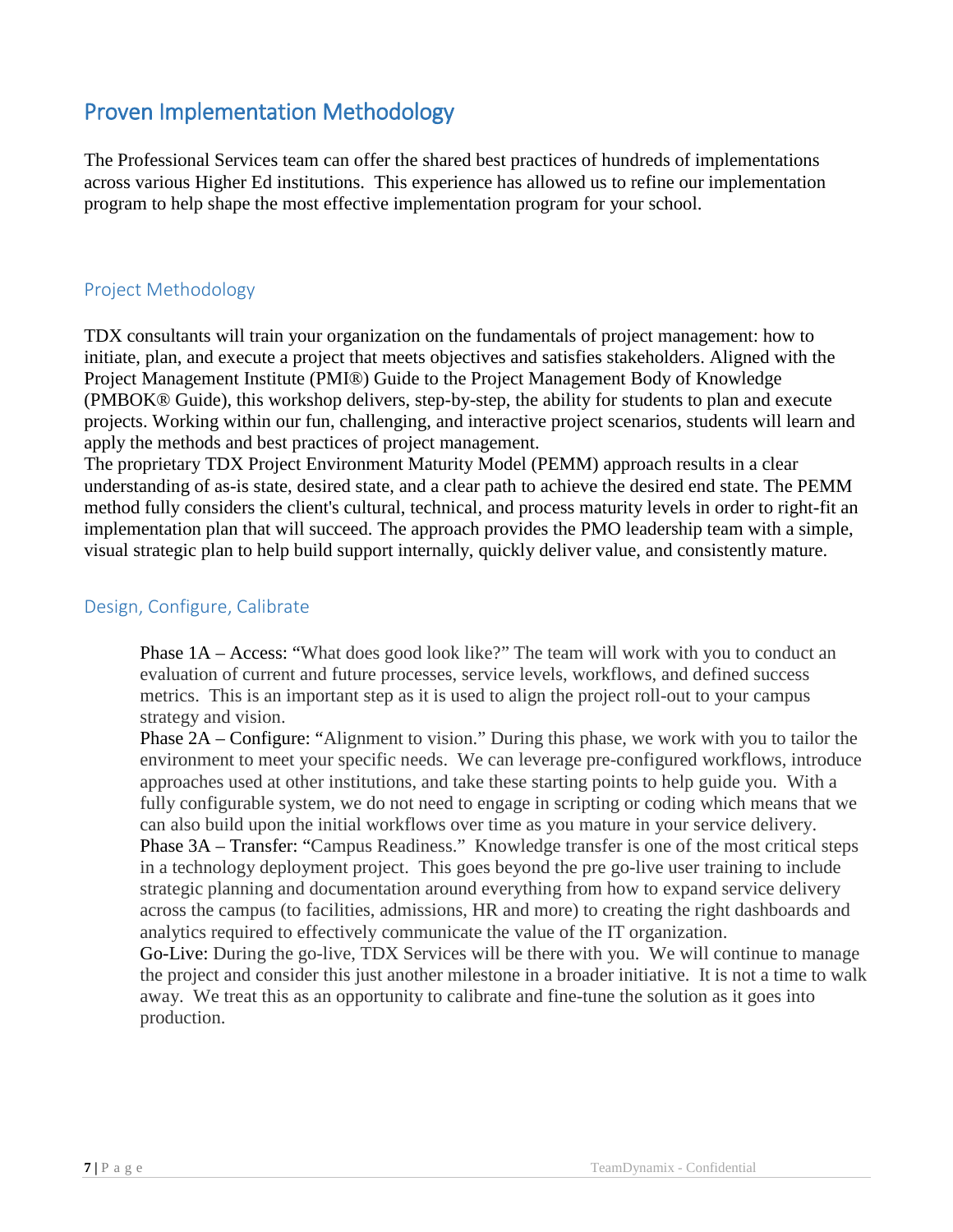## Proven Implementation Methodology

The Professional Services team can offer the shared best practices of hundreds of implementations across various Higher Ed institutions. This experience has allowed us to refine our implementation program to help shape the most effective implementation program for your school.

### Project Methodology

TDX consultants will train your organization on the fundamentals of project management: how to initiate, plan, and execute a project that meets objectives and satisfies stakeholders. Aligned with the Project Management Institute (PMI®) Guide to the Project Management Body of Knowledge (PMBOK® Guide), this workshop delivers, step-by-step, the ability for students to plan and execute projects. Working within our fun, challenging, and interactive project scenarios, students will learn and apply the methods and best practices of project management.

The proprietary TDX Project Environment Maturity Model (PEMM) approach results in a clear understanding of as-is state, desired state, and a clear path to achieve the desired end state. The PEMM method fully considers the client's cultural, technical, and process maturity levels in order to right-fit an implementation plan that will succeed. The approach provides the PMO leadership team with a simple, visual strategic plan to help build support internally, quickly deliver value, and consistently mature.

### Design, Configure, Calibrate

Phase 1A – Access: "What does good look like?" The team will work with you to conduct an evaluation of current and future processes, service levels, workflows, and defined success metrics. This is an important step as it is used to align the project roll-out to your campus strategy and vision.

Phase 2A – Configure: "Alignment to vision." During this phase, we work with you to tailor the environment to meet your specific needs. We can leverage pre-configured workflows, introduce approaches used at other institutions, and take these starting points to help guide you. With a fully configurable system, we do not need to engage in scripting or coding which means that we can also build upon the initial workflows over time as you mature in your service delivery.

Phase 3A – Transfer: "Campus Readiness." Knowledge transfer is one of the most critical steps in a technology deployment project. This goes beyond the pre go-live user training to include strategic planning and documentation around everything from how to expand service delivery across the campus (to facilities, admissions, HR and more) to creating the right dashboards and analytics required to effectively communicate the value of the IT organization.

Go-Live: During the go-live, TDX Services will be there with you. We will continue to manage the project and consider this just another milestone in a broader initiative. It is not a time to walk away. We treat this as an opportunity to calibrate and fine-tune the solution as it goes into production.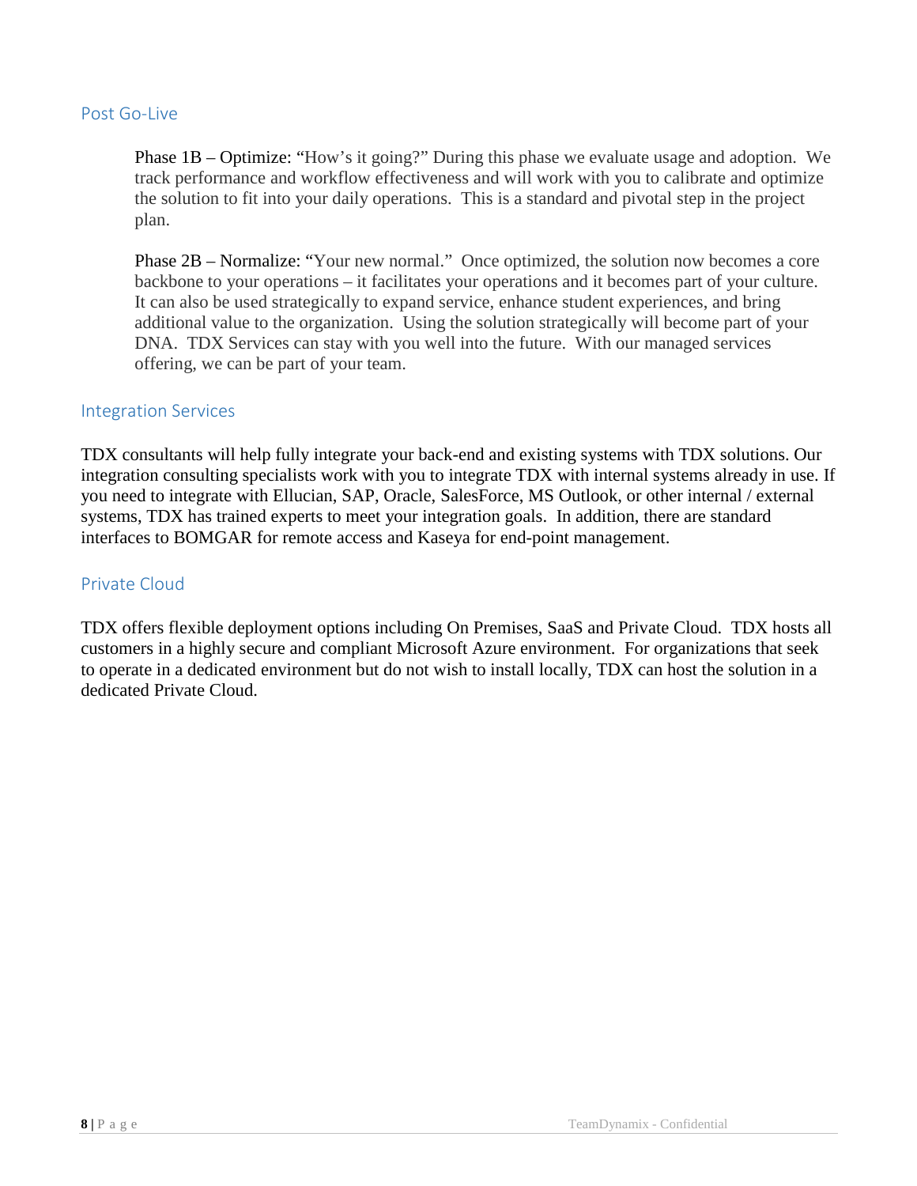## Post Go-Live

Phase 1B – Optimize: “How’s it going?” During this phase we evaluate usage and adoption. We track performance and workflow effectiveness and will work with you to calibrate and optimize the solution to fit into your daily operations. This is a standard and pivotal step in the project plan.

Phase 2B – Normalize: “Your new normal.” Once optimized, the solution now becomes a core backbone to your operations – it facilitates your operations and it becomes part of your culture. It can also be used strategically to expand service, enhance student experiences, and bring additional value to the organization. Using the solution strategically will become part of your DNA. TDX Services can stay with you well into the future. With our managed services offering, we can be part of your team.

## Integration Services

TDX consultants will help fully integrate your back-end and existing systems with TDX solutions. Our integration consulting specialists work with you to integrate TDX with internal systems already in use. If you need to integrate with Ellucian, SAP, Oracle, SalesForce, MS Outlook, or other internal / external systems, TDX has trained experts to meet your integration goals. In addition, there are standard interfaces to BOMGAR for remote access and Kaseya for end-point management.

## Private Cloud

TDX offers flexible deployment options including On Premises, SaaS and Private Cloud. TDX hosts all customers in a highly secure and compliant Microsoft Azure environment. For organizations that seek to operate in a dedicated environment but do not wish to install locally, TDX can host the solution in a dedicated Private Cloud.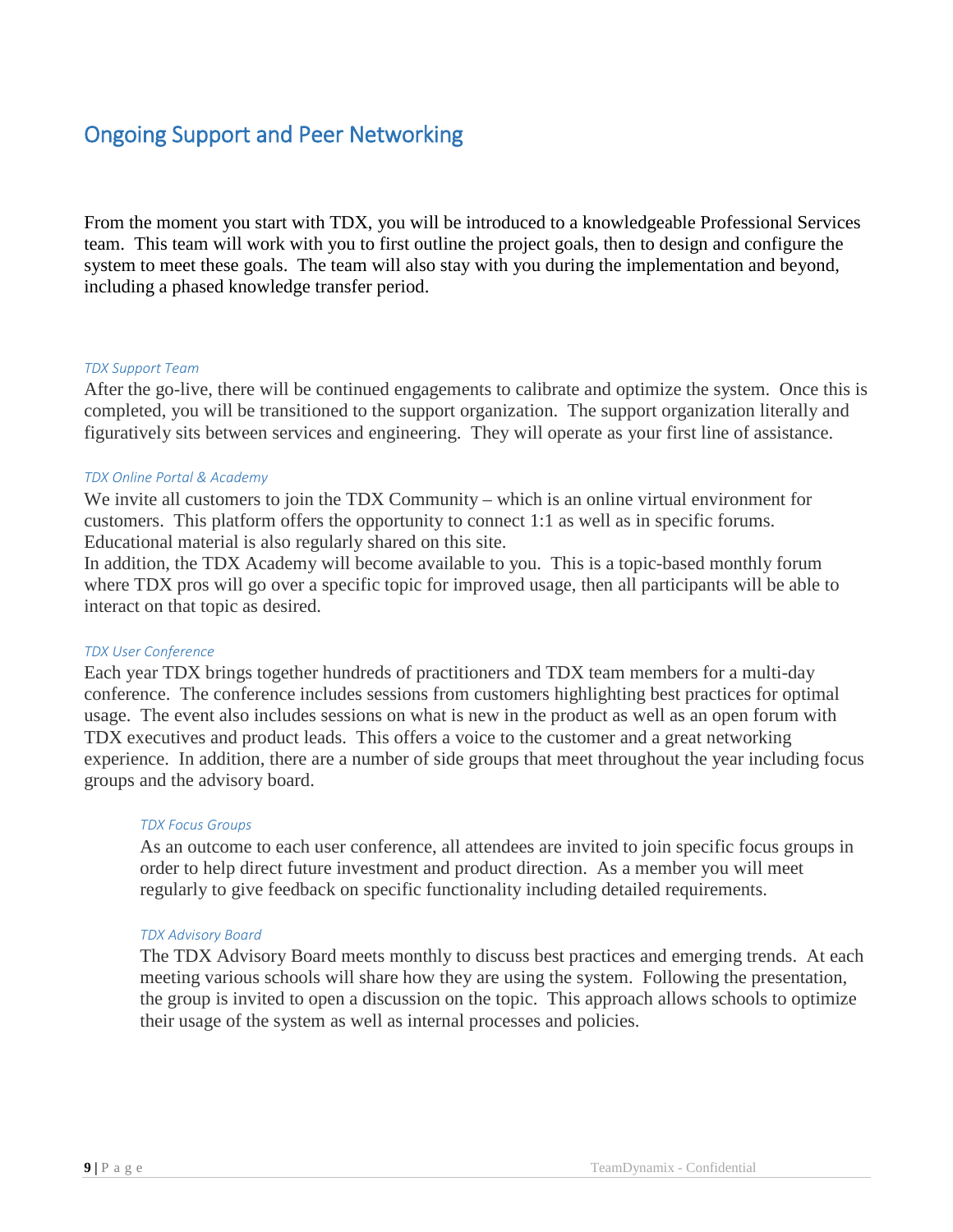## Ongoing Support and Peer Networking

From the moment you start with TDX, you will be introduced to a knowledgeable Professional Services team. This team will work with you to first outline the project goals, then to design and configure the system to meet these goals. The team will also stay with you during the implementation and beyond, including a phased knowledge transfer period.

#### *TDX Support Team*

After the go-live, there will be continued engagements to calibrate and optimize the system. Once this is completed, you will be transitioned to the support organization. The support organization literally and figuratively sits between services and engineering. They will operate as your first line of assistance.

#### *TDX Online Portal & Academy*

We invite all customers to join the TDX Community – which is an online virtual environment for customers. This platform offers the opportunity to connect 1:1 as well as in specific forums. Educational material is also regularly shared on this site.
In addition, the TDX Academy will become available to you. This is a topic-based monthly forum where TDX pros will go over a specific topic for improved usage, then all participants will be able to interact on that topic as desired.

#### *TDX User Conference*

Each year TDX brings together hundreds of practitioners and TDX team members for a multi-day conference. The conference includes sessions from customers highlighting best practices for optimal usage. The event also includes sessions on what is new in the product as well as an open forum with TDX executives and product leads. This offers a voice to the customer and a great networking experience. In addition, there are a number of side groups that meet throughout the year including focus groups and the advisory board.

##### *TDX Focus Groups*

As an outcome to each user conference, all attendees are invited to join specific focus groups in order to help direct future investment and product direction. As a member you will meet regularly to give feedback on specific functionality including detailed requirements.

##### *TDX Advisory Board*

The TDX Advisory Board meets monthly to discuss best practices and emerging trends. At each meeting various schools will share how they are using the system. Following the presentation, the group is invited to open a discussion on the topic. This approach allows schools to optimize their usage of the system as well as internal processes and policies.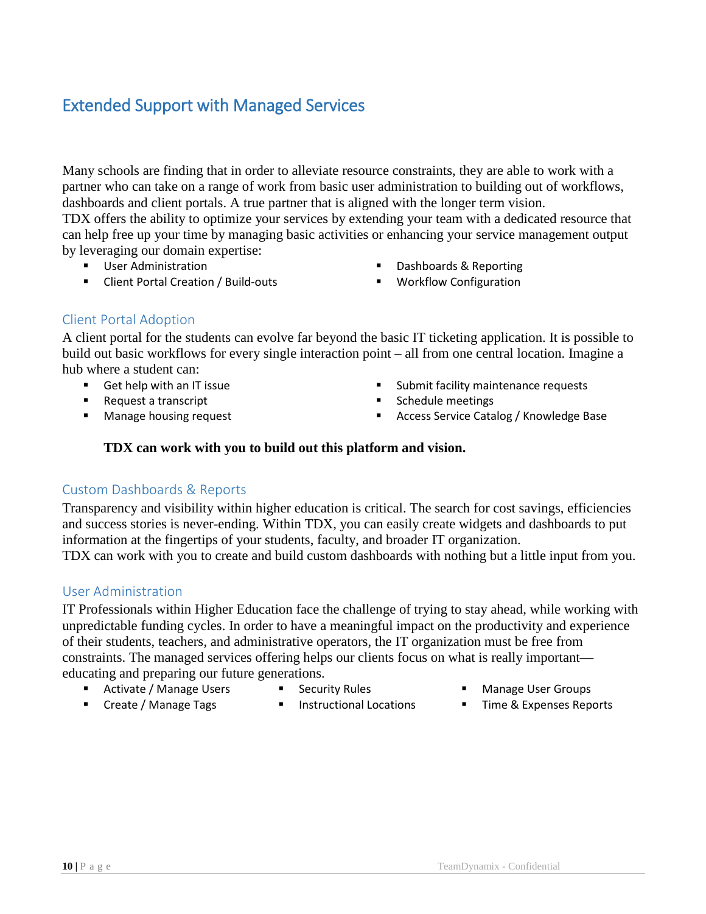## Extended Support with Managed Services

Many schools are finding that in order to alleviate resource constraints, they are able to work with a partner who can take on a range of work from basic user administration to building out of workflows, dashboards and client portals. A true partner that is aligned with the longer term vision.
TDX offers the ability to optimize your services by extending your team with a dedicated resource that can help free up your time by managing basic activities or enhancing your service management output by leveraging our domain expertise:

- User Administration
- Client Portal Creation / Build-outs
- Dashboards & Reporting
- Workflow Configuration

### Client Portal Adoption

A client portal for the students can evolve far beyond the basic IT ticketing application. It is possible to build out basic workflows for every single interaction point – all from one central location. Imagine a hub where a student can:

- Get help with an IT issue
- Request a transcript
- Manage housing request
- Submit facility maintenance requests
- Schedule meetings
- Access Service Catalog / Knowledge Base

**TDX can work with you to build out this platform and vision.**

### Custom Dashboards & Reports

Transparency and visibility within higher education is critical. The search for cost savings, efficiencies and success stories is never-ending. Within TDX, you can easily create widgets and dashboards to put information at the fingertips of your students, faculty, and broader IT organization.
TDX can work with you to create and build custom dashboards with nothing but a little input from you.

### User Administration

IT Professionals within Higher Education face the challenge of trying to stay ahead, while working with unpredictable funding cycles. In order to have a meaningful impact on the productivity and experience of their students, teachers, and administrative operators, the IT organization must be free from constraints. The managed services offering helps our clients focus on what is really important—educating and preparing our future generations.

- Activate / Manage Users
- Create / Manage Tags
- Security Rules
- Instructional Locations
- Manage User Groups
- Time & Expenses Reports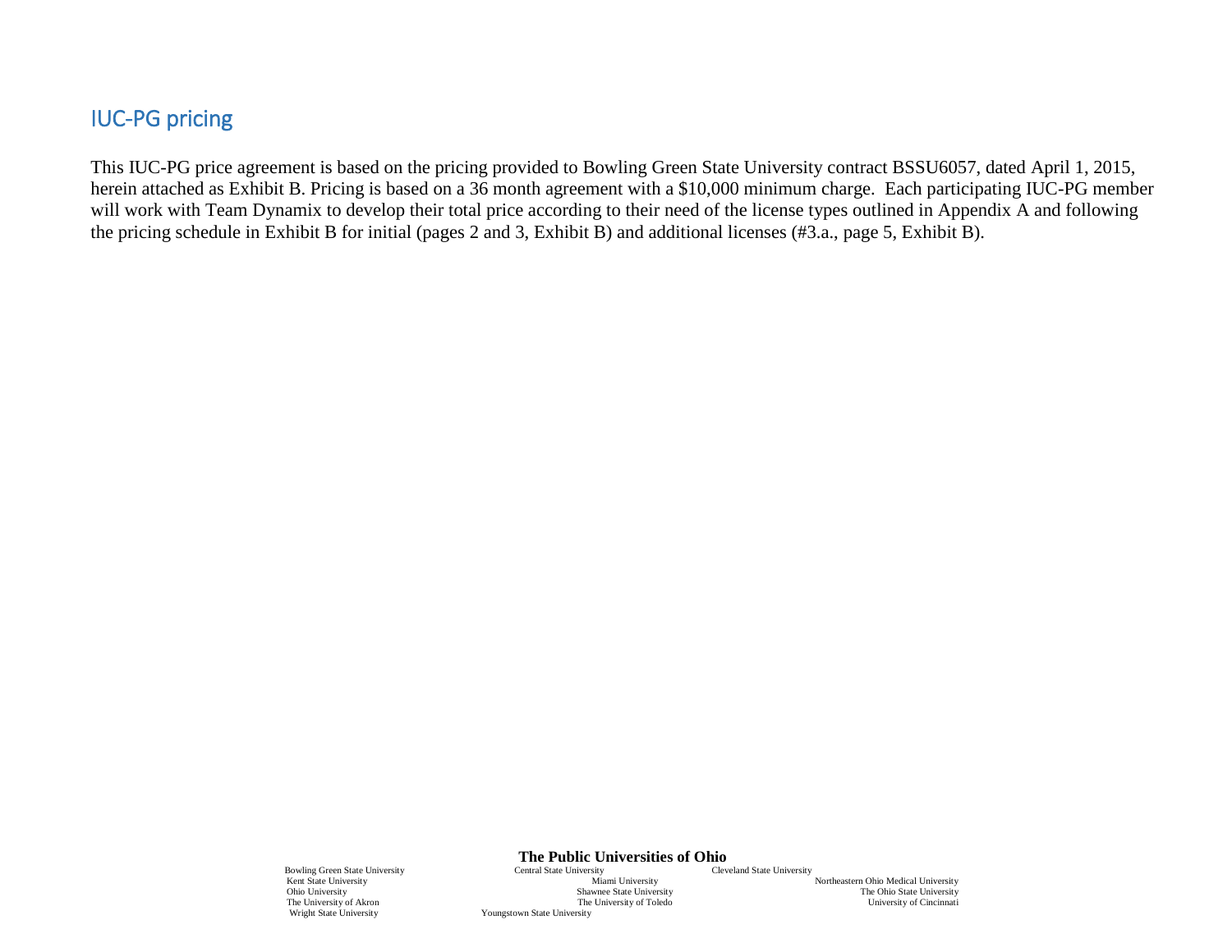## IUC-PG pricing

This IUC-PG price agreement is based on the pricing provided to Bowling Green State University contract BSSU6057, dated April 1, 2015, herein attached as Exhibit B. Pricing is based on a 36 month agreement with a $10,000 minimum charge. Each participating IUC-PG member will work with Team Dynamix to develop their total price according to their need of the license types outlined in Appendix A and following the pricing schedule in Exhibit B for initial (pages 2 and 3, Exhibit B) and additional licenses (#3.a., page 5, Exhibit B).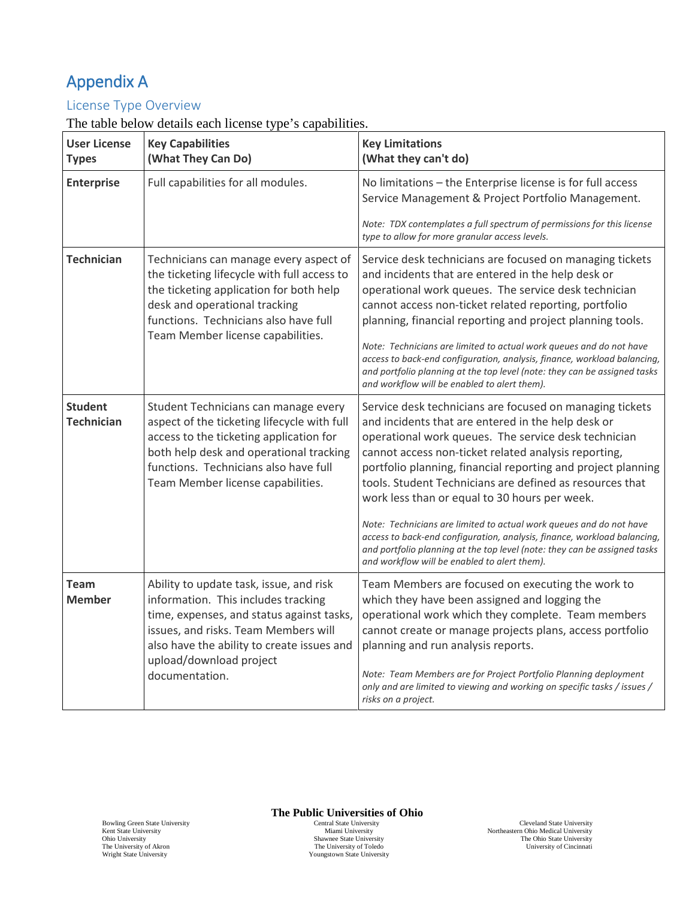# Appendix A

## License Type Overview

The table below details each license type's capabilities.

| User License Types | Key Capabilities (What They Can Do) | Key Limitations (What they can't do) |
|---|---|---|
| **Enterprise** | Full capabilities for all modules. | No limitations – the Enterprise license is for full access Service Management & Project Portfolio Management. *Note: TDX contemplates a full spectrum of permissions for this license type to allow for more granular access levels.* |
| **Technician** | Technicians can manage every aspect of the ticketing lifecycle with full access to the ticketing application for both help desk and operational tracking functions. Technicians also have full Team Member license capabilities. | Service desk technicians are focused on managing tickets and incidents that are entered in the help desk or operational work queues. The service desk technician cannot access non-ticket related reporting, portfolio planning, financial reporting and project planning tools. *Note: Technicians are limited to actual work queues and do not have access to back-end configuration, analysis, finance, workload balancing, and portfolio planning at the top level (note: they can be assigned tasks and workflow will be enabled to alert them).* |
| **Student Technician** | Student Technicians can manage every aspect of the ticketing lifecycle with full access to the ticketing application for both help desk and operational tracking functions. Technicians also have full Team Member license capabilities. | Service desk technicians are focused on managing tickets and incidents that are entered in the help desk or operational work queues. The service desk technician cannot access non-ticket related analysis reporting, portfolio planning, financial reporting and project planning tools. Student Technicians are defined as resources that work less than or equal to 30 hours per week. *Note: Technicians are limited to actual work queues and do not have access to back-end configuration, analysis, finance, workload balancing, and portfolio planning at the top level (note: they can be assigned tasks and workflow will be enabled to alert them).* |
| **Team Member** | Ability to update task, issue, and risk information. This includes tracking time, expenses, and status against tasks, issues, and risks. Team Members will also have the ability to create issues and upload/download project documentation. | Team Members are focused on executing the work to which they have been assigned and logging the operational work which they complete. Team members cannot create or manage projects plans, access portfolio planning and run analysis reports. *Note: Team Members are for Project Portfolio Planning deployment only and are limited to viewing and working on specific tasks / issues / risks on a project.* |